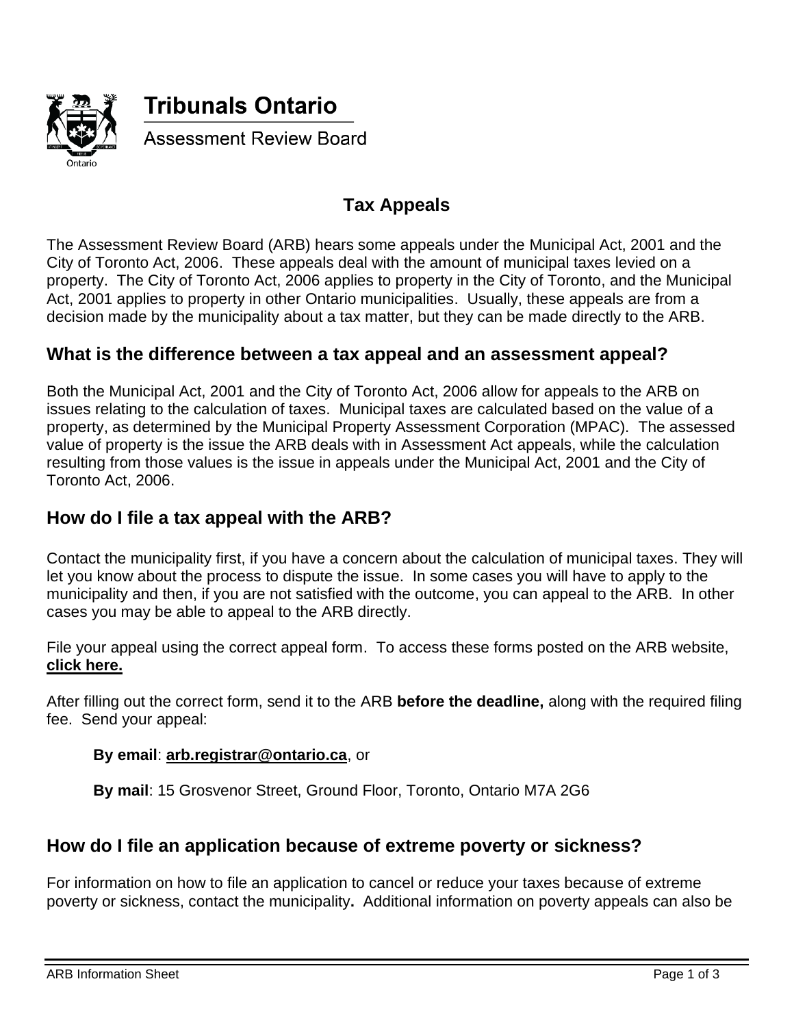**Tribunals Ontario**

Assessment Review Board

# Tax Appeals

The Assessment Review Board (ARB) hears some appeals under the Municipal Act, 2001 and the City of Toronto Act, 2006. These appeals deal with the amount of municipal taxes levied on a property. The City of Toronto Act, 2006 applies to property in the City of Toronto, and the Municipal Act, 2001 applies to property in other Ontario municipalities. Usually, these appeals are from a decision made by the municipality about a tax matter, but they can be made directly to the ARB.

## What is the difference between a tax appeal and an assessment appeal?

Both the Municipal Act, 2001 and the City of Toronto Act, 2006 allow for appeals to the ARB on issues relating to the calculation of taxes. Municipal taxes are calculated based on the value of a property, as determined by the Municipal Property Assessment Corporation (MPAC). The assessed value of property is the issue the ARB deals with in Assessment Act appeals, while the calculation resulting from those values is the issue in appeals under the Municipal Act, 2001 and the City of Toronto Act, 2006.

## How do I file a tax appeal with the ARB?

Contact the municipality first, if you have a concern about the calculation of municipal taxes. They will let you know about the process to dispute the issue. In some cases you will have to apply to the municipality and then, if you are not satisfied with the outcome, you can appeal to the ARB. In other cases you may be able to appeal to the ARB directly.

File your appeal using the correct appeal form. To access these forms posted on the ARB website, **click here.**

After filling out the correct form, send it to the ARB **before the deadline,** along with the required filing fee. Send your appeal:

> **By email**: **arb.registrar@ontario.ca**, or
>
> **By mail**: 15 Grosvenor Street, Ground Floor, Toronto, Ontario M7A 2G6

## How do I file an application because of extreme poverty or sickness?

For information on how to file an application to cancel or reduce your taxes because of extreme poverty or sickness, contact the municipality**.** Additional information on poverty appeals can also be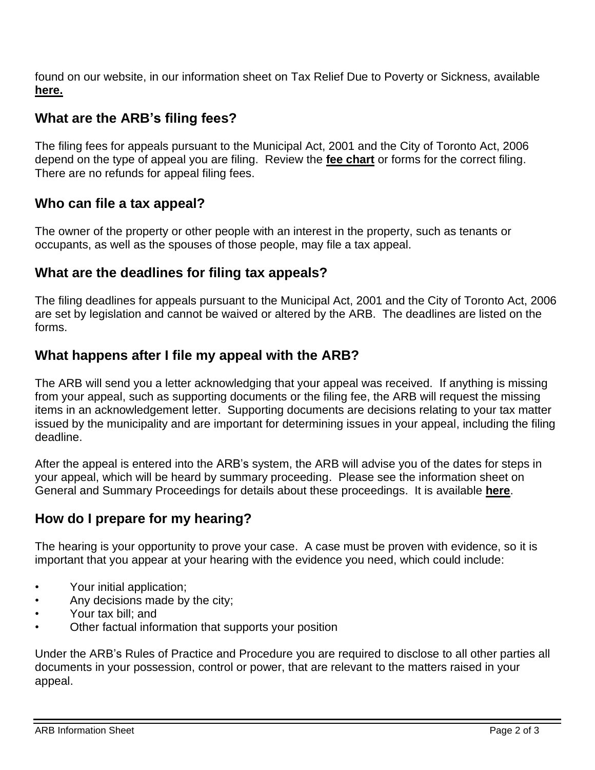found on our website, in our information sheet on Tax Relief Due to Poverty or Sickness, available **here.**

## What are the ARB's filing fees?

The filing fees for appeals pursuant to the Municipal Act, 2001 and the City of Toronto Act, 2006 depend on the type of appeal you are filing. Review the **fee chart** or forms for the correct filing. There are no refunds for appeal filing fees.

## Who can file a tax appeal?

The owner of the property or other people with an interest in the property, such as tenants or occupants, as well as the spouses of those people, may file a tax appeal.

## What are the deadlines for filing tax appeals?

The filing deadlines for appeals pursuant to the Municipal Act, 2001 and the City of Toronto Act, 2006 are set by legislation and cannot be waived or altered by the ARB. The deadlines are listed on the forms.

## What happens after I file my appeal with the ARB?

The ARB will send you a letter acknowledging that your appeal was received. If anything is missing from your appeal, such as supporting documents or the filing fee, the ARB will request the missing items in an acknowledgement letter. Supporting documents are decisions relating to your tax matter issued by the municipality and are important for determining issues in your appeal, including the filing deadline.

After the appeal is entered into the ARB's system, the ARB will advise you of the dates for steps in your appeal, which will be heard by summary proceeding. Please see the information sheet on General and Summary Proceedings for details about these proceedings. It is available **here**.

## How do I prepare for my hearing?

The hearing is your opportunity to prove your case. A case must be proven with evidence, so it is important that you appear at your hearing with the evidence you need, which could include:

- Your initial application;
- Any decisions made by the city;
- Your tax bill; and
- Other factual information that supports your position

Under the ARB's Rules of Practice and Procedure you are required to disclose to all other parties all documents in your possession, control or power, that are relevant to the matters raised in your appeal.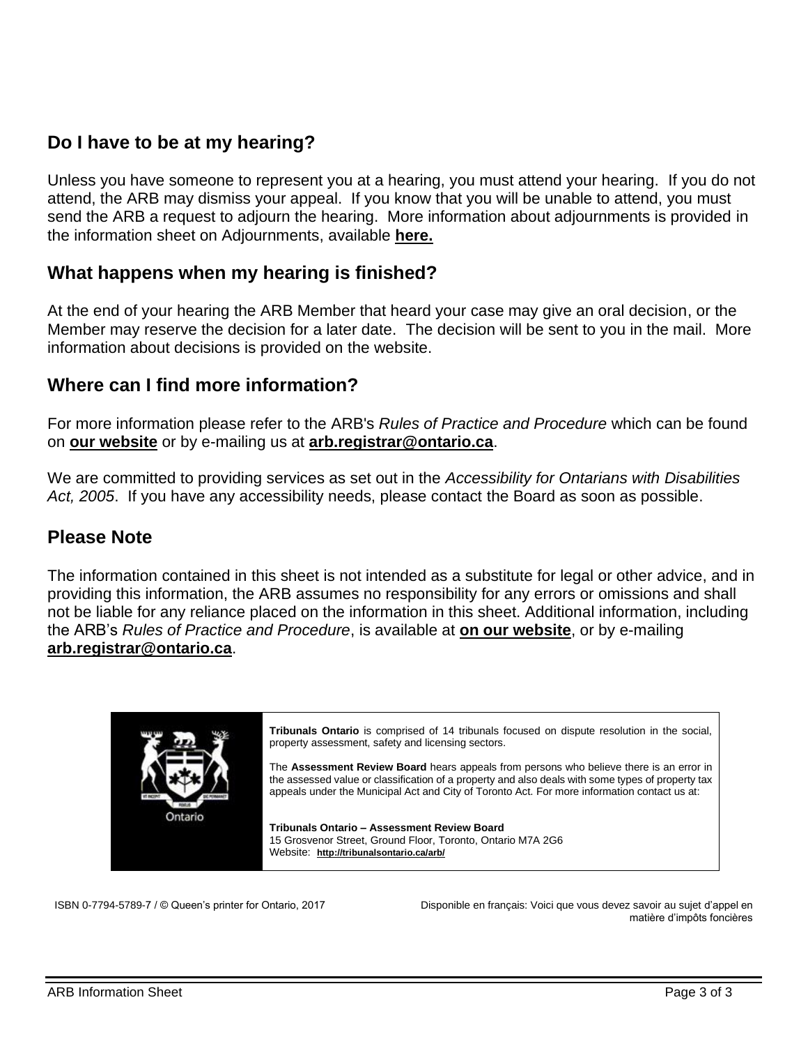## Do I have to be at my hearing?

Unless you have someone to represent you at a hearing, you must attend your hearing. If you do not attend, the ARB may dismiss your appeal. If you know that you will be unable to attend, you must send the ARB a request to adjourn the hearing. More information about adjournments is provided in the information sheet on Adjournments, available **here.**

## What happens when my hearing is finished?

At the end of your hearing the ARB Member that heard your case may give an oral decision, or the Member may reserve the decision for a later date. The decision will be sent to you in the mail. More information about decisions is provided on the website.

## Where can I find more information?

For more information please refer to the ARB's *Rules of Practice and Procedure* which can be found on **our website** or by e-mailing us at **arb.registrar@ontario.ca**.

We are committed to providing services as set out in the *Accessibility for Ontarians with Disabilities Act, 2005*. If you have any accessibility needs, please contact the Board as soon as possible.

## Please Note

The information contained in this sheet is not intended as a substitute for legal or other advice, and in providing this information, the ARB assumes no responsibility for any errors or omissions and shall not be liable for any reliance placed on the information in this sheet. Additional information, including the ARB's *Rules of Practice and Procedure*, is available at **on our website**, or by e-mailing **arb.registrar@ontario.ca**.

Ontario

**Tribunals Ontario** is comprised of 14 tribunals focused on dispute resolution in the social, property assessment, safety and licensing sectors.

The **Assessment Review Board** hears appeals from persons who believe there is an error in the assessed value or classification of a property and also deals with some types of property tax appeals under the Municipal Act and City of Toronto Act. For more information contact us at:

**Tribunals Ontario – Assessment Review Board**
15 Grosvenor Street, Ground Floor, Toronto, Ontario M7A 2G6
Website: **http://tribunalsontario.ca/arb/**

ISBN 0-7794-5789-7 / © Queen's printer for Ontario, 2017

Disponible en français: Voici que vous devez savoir au sujet d'appel en matière d'impôts foncières